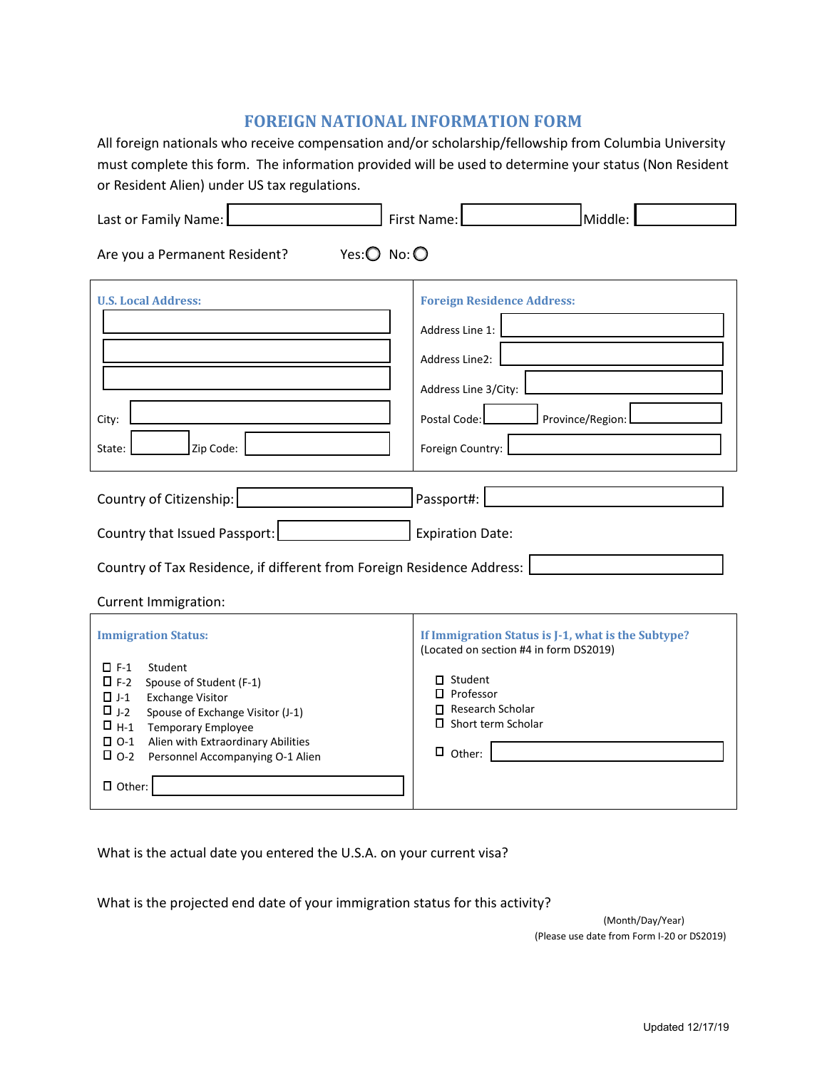# FOREIGN NATIONAL INFORMATION FORM

All foreign nationals who receive compensation and/or scholarship/fellowship from Columbia University must complete this form. The information provided will be used to determine your status (Non Resident or Resident Alien) under US tax regulations.

Last or Family Name: ______ First Name: ______ Middle: ______

Are you a Permanent Resident? Yes: ○ No: ○

| **U.S. Local Address:** | **Foreign Residence Address:** |
|---|---|
| ______ | Address Line 1: ______ |
| ______ | Address Line2: ______ |
| ______ | Address Line 3/City: ______ |
| City: ______ | Postal Code: ______ Province/Region: ______ |
| State: ______ Zip Code: ______ | Foreign Country: ______ |

Country of Citizenship: ______ Passport#: ______

Country that Issued Passport: ______ Expiration Date:

Country of Tax Residence, if different from Foreign Residence Address: ______

Current Immigration:

| **Immigration Status:** | **If Immigration Status is J-1, what is the Subtype?** (Located on section #4 in form DS2019) |
|---|---|
| ☐ F-1 Student | ☐ Student |
| ☐ F-2 Spouse of Student (F-1) | ☐ Professor |
| ☐ J-1 Exchange Visitor | ☐ Research Scholar |
| ☐ J-2 Spouse of Exchange Visitor (J-1) | ☐ Short term Scholar |
| ☐ H-1 Temporary Employee | ☐ Other: ______ |
| ☐ O-1 Alien with Extraordinary Abilities | |
| ☐ O-2 Personnel Accompanying O-1 Alien | |
| ☐ Other: ______ | |

What is the actual date you entered the U.S.A. on your current visa?

What is the projected end date of your immigration status for this activity?

(Month/Day/Year)
(Please use date from Form I-20 or DS2019)

Updated 12/17/19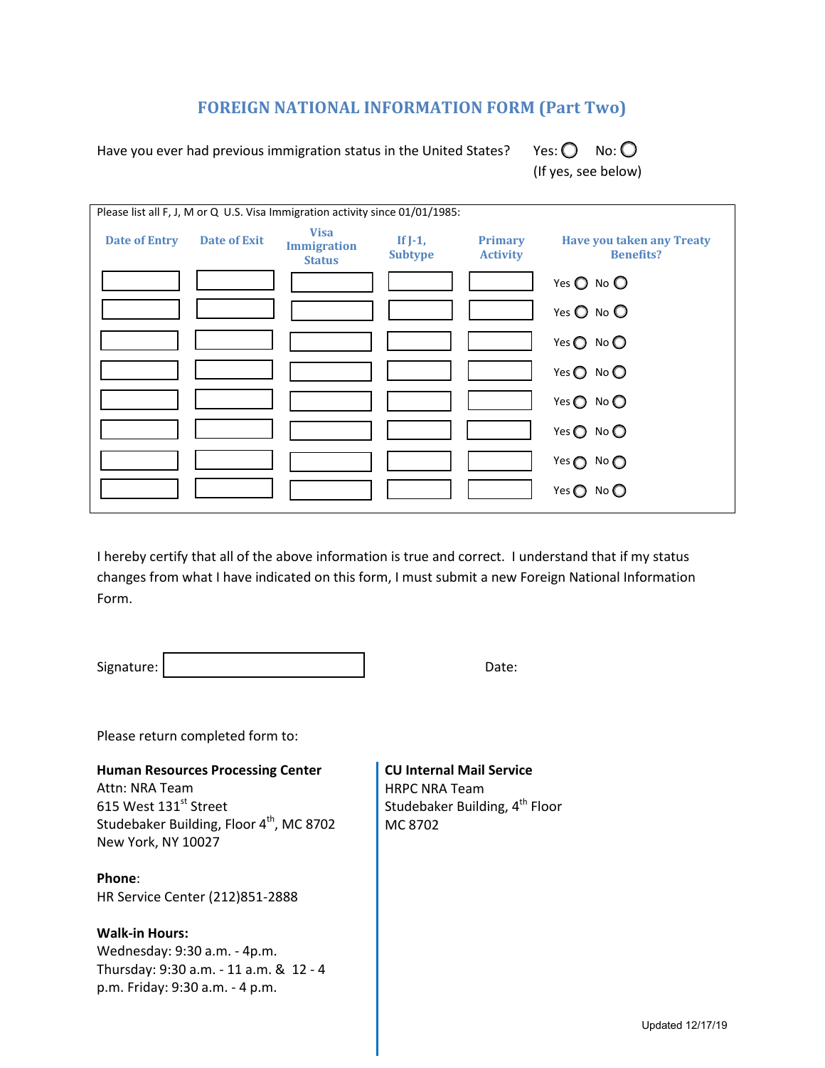# FOREIGN NATIONAL INFORMATION FORM (Part Two)

Have you ever had previous immigration status in the United States? Yes: ○ No: ○
(If yes, see below)

Please list all F, J, M or Q U.S. Visa Immigration activity since 01/01/1985:

| Date of Entry | Date of Exit | Visa Immigration Status | If J-1, Subtype | Primary Activity | Have you taken any Treaty Benefits? |
|---|---|---|---|---|---|
| | | | | | Yes ○ No ○ |
| | | | | | Yes ○ No ○ |
| | | | | | Yes ○ No ○ |
| | | | | | Yes ○ No ○ |
| | | | | | Yes ○ No ○ |
| | | | | | Yes ○ No ○ |
| | | | | | Yes ○ No ○ |
| | | | | | Yes ○ No ○ |

I hereby certify that all of the above information is true and correct. I understand that if my status changes from what I have indicated on this form, I must submit a new Foreign National Information Form.

Signature: ____________________ Date:

Please return completed form to:

**Human Resources Processing Center**
Attn: NRA Team
615 West 131st Street
Studebaker Building, Floor 4th, MC 8702
New York, NY 10027

**Phone**:
HR Service Center (212)851-2888

**Walk-in Hours:**
Wednesday: 9:30 a.m. - 4p.m.
Thursday: 9:30 a.m. - 11 a.m. & 12 - 4 p.m.
Friday: 9:30 a.m. - 4 p.m.

**CU Internal Mail Service**
HRPC NRA Team
Studebaker Building, 4th Floor
MC 8702

Updated 12/17/19